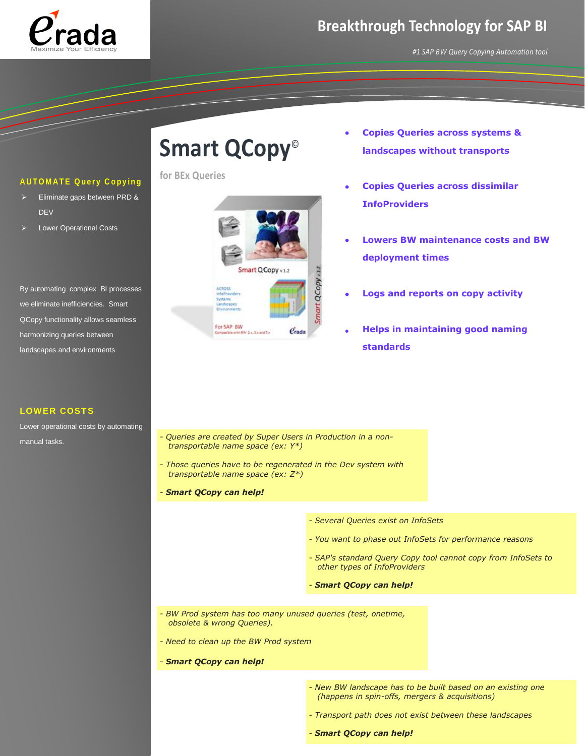# Breakthrough Technology for SAP BI

*#1 SAP BW Query Copying Automation tool*

## AUTOMATE Query Copying

- Eliminate gaps between PRD & DEV
- Lower Operational Costs

By automating complex BI processes we eliminate inefficiencies. Smart QCopy functionality allows seamless harmonizing queries between landscapes and environments

## LOWER COSTS

Lower operational costs by automating manual tasks.

# Smart QCopy©

**for BEx Queries**

- **Copies Queries across systems & landscapes without transports**
- **Copies Queries across dissimilar InfoProviders**
- **Lowers BW maintenance costs and BW deployment times**
- **Logs and reports on copy activity**
- **Helps in maintaining good naming standards**

*- Queries are created by Super Users in Production in a non-transportable name space (ex: Y\*)*

*- Those queries have to be regenerated in the Dev system with transportable name space (ex: Z\*)*

***- Smart QCopy can help!***

*- Several Queries exist on InfoSets*

*- You want to phase out InfoSets for performance reasons*

*- SAP's standard Query Copy tool cannot copy from InfoSets to other types of InfoProviders*

***- Smart QCopy can help!***

*- BW Prod system has too many unused queries (test, onetime, obsolete & wrong Queries).*

*- Need to clean up the BW Prod system*

***- Smart QCopy can help!***

*- New BW landscape has to be built based on an existing one (happens in spin-offs, mergers & acquisitions)*

*- Transport path does not exist between these landscapes*

***- Smart QCopy can help!***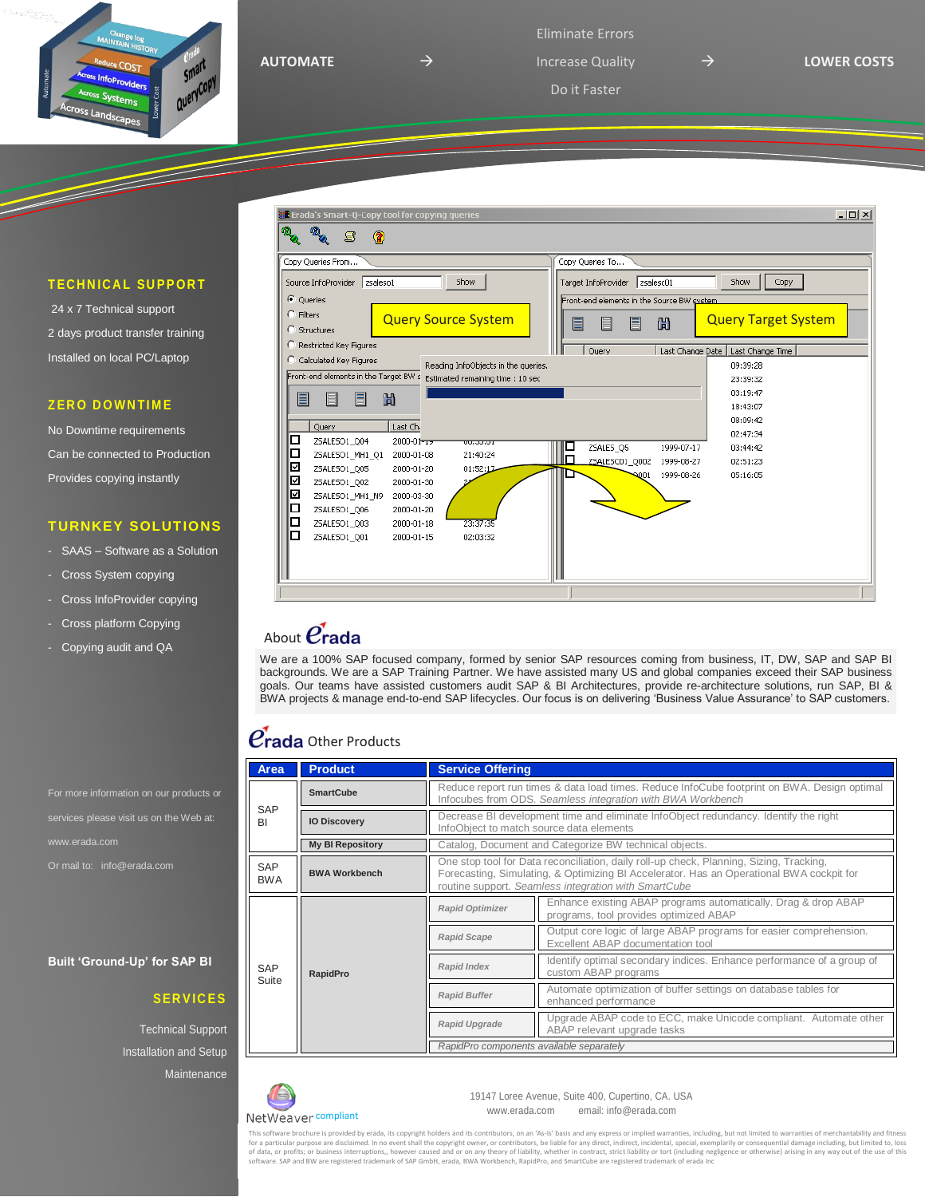AUTOMATE → Eliminate Errors / Increase Quality / Do it Faster → LOWER COSTS

## TECHNICAL SUPPORT

24 x 7 Technical support

2 days product transfer training

Installed on local PC/Laptop

## ZERO DOWNTIME

No Downtime requirements

Can be connected to Production

Provides copying instantly

## TURNKEY SOLUTIONS

- SAAS – Software as a Solution
- Cross System copying
- Cross InfoProvider copying
- Cross platform Copying
- Copying audit and QA

For more information on our products or services please visit us on the Web at: www.erada.com

Or mail to: info@erada.com

**Built 'Ground-Up' for SAP BI**

## SERVICES

Technical Support

Installation and Setup

Maintenance

## About Erada

We are a 100% SAP focused company, formed by senior SAP resources coming from business, IT, DW, SAP and SAP BI backgrounds. We are a SAP Training Partner. We have assisted many US and global customers audit SAP & BI Architectures, provide re-architecture solutions, run SAP, BI & BWA projects & manage end-to-end SAP lifecycles. Our focus is on delivering 'Business Value Assurance' to SAP customers.

## Erada Other Products

| Area | Product | Service Offering | |
|---|---|---|---|
| SAP BI | **SmartCube** | Reduce report run times & data load times. Reduce InfoCube footprint on BWA. Design optimal Infocubes from ODS. *Seamless integration with BWA Workbench* | |
| | **IO Discovery** | Decrease BI development time and eliminate InfoObject redundancy. Identify the right InfoObject to match source data elements | |
| | **My BI Repository** | Catalog, Document and Categorize BW technical objects. | |
| SAP BWA | **BWA Workbench** | One stop tool for Data reconciliation, daily roll-up check, Planning, Sizing, Tracking, Forecasting, Simulating, & Optimizing BI Accelerator. Has an Operational BWA cockpit for routine support. *Seamless integration with SmartCube* | |
| SAP Suite | **RapidPro** | ***Rapid Optimizer*** | Enhance existing ABAP programs automatically. Drag & drop ABAP programs, tool provides optimized ABAP |
| | | ***Rapid Scape*** | Output core logic of large ABAP programs for easier comprehension. Excellent ABAP documentation tool |
| | | ***Rapid Index*** | Identify optimal secondary indices. Enhance performance of a group of custom ABAP programs |
| | | ***Rapid Buffer*** | Automate optimization of buffer settings on database tables for enhanced performance |
| | | ***Rapid Upgrade*** | Upgrade ABAP code to ECC, make Unicode compliant. Automate other ABAP relevant upgrade tasks |
| | | *RapidPro components available separately* | |

NetWeaver compliant

19147 Loree Avenue, Suite 400, Cupertino, CA. USA

www.erada.com email: info@erada.com

This software brochure is provided by erada, its copyright holders and its contributors, on an 'As-is' basis and any express or implied warranties, including, but not limited to warranties of merchantability and fitness for a particular purpose are disclaimed. In no event shall the copyright owner, or contributors, be liable for any direct, indirect, incidental, special, exemplarily or consequential damage including, but not limited to, loss of data, or profits; or business interruptions,, however caused and on any theory of liability, whether in contract, strict liability or tort (including negligence or otherwise) arising in any way out of the use of this software. SAP and BW are registered trademark of SAP GmbH, erada, BWA Workbench, RapidPro, and SmartCube are registered trademark of erada Inc